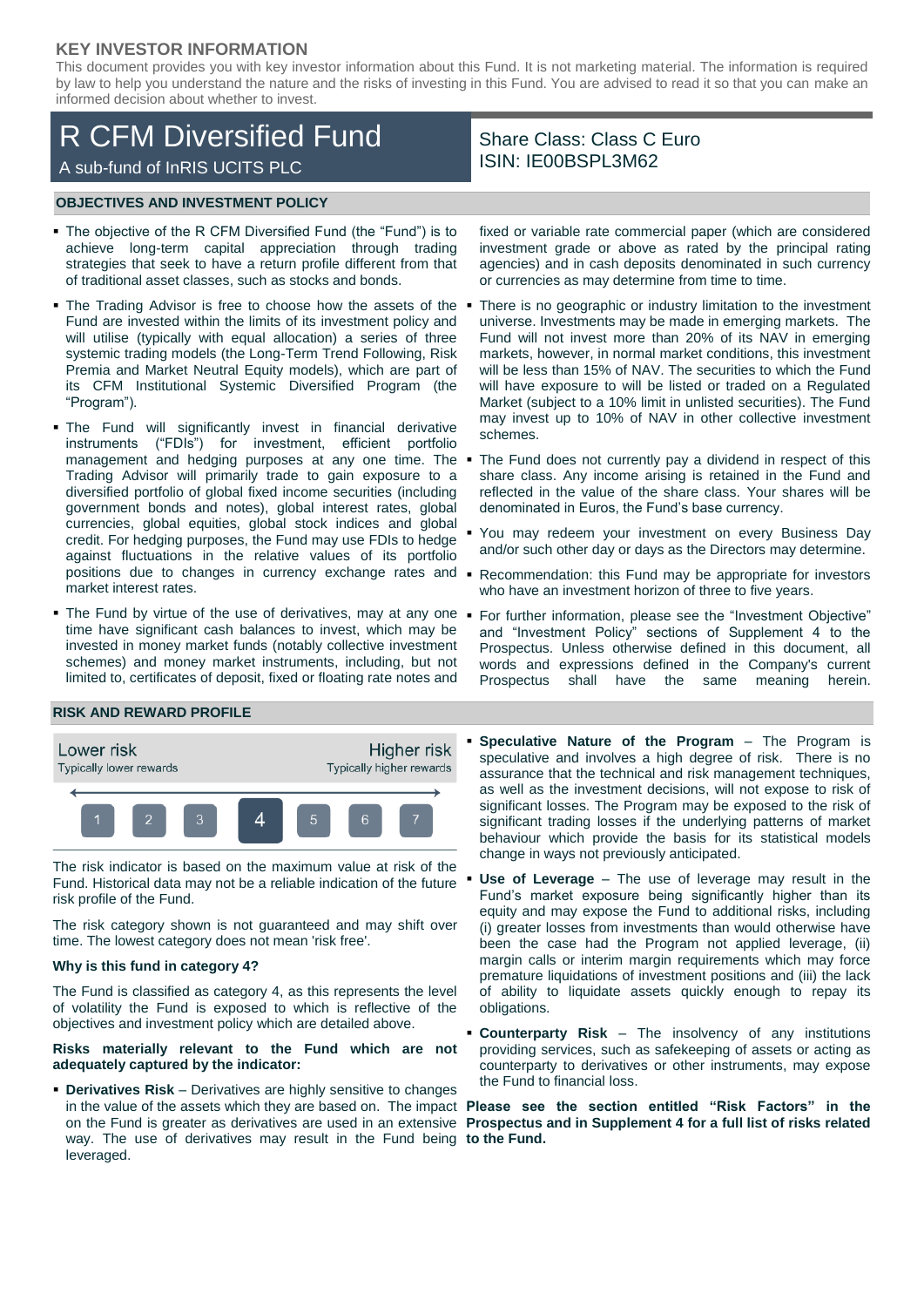## KEY INVESTOR INFORMATION

This document provides you with key investor information about this Fund. It is not marketing material. The information is required by law to help you understand the nature and the risks of investing in this Fund. You are advised to read it so that you can make an informed decision about whether to invest.

# R CFM Diversified Fund

A sub-fund of InRIS UCITS PLC

Share Class: Class C Euro
ISIN: IE00BSPL3M62

### OBJECTIVES AND INVESTMENT POLICY

- The objective of the R CFM Diversified Fund (the "Fund") is to achieve long-term capital appreciation through trading strategies that seek to have a return profile different from that of traditional asset classes, such as stocks and bonds.
- The Trading Advisor is free to choose how the assets of the Fund are invested within the limits of its investment policy and will utilise (typically with equal allocation) a series of three systemic trading models (the Long-Term Trend Following, Risk Premia and Market Neutral Equity models), which are part of its CFM Institutional Systemic Diversified Program (the "Program").
- The Fund will significantly invest in financial derivative instruments ("FDIs") for investment, efficient portfolio management and hedging purposes at any one time. The Trading Advisor will primarily trade to gain exposure to a diversified portfolio of global fixed income securities (including government bonds and notes), global interest rates, global currencies, global equities, global stock indices and global credit. For hedging purposes, the Fund may use FDIs to hedge against fluctuations in the relative values of its portfolio positions due to changes in currency exchange rates and market interest rates.
- The Fund by virtue of the use of derivatives, may at any one time have significant cash balances to invest, which may be invested in money market funds (notably collective investment schemes) and money market instruments, including, but not limited to, certificates of deposit, fixed or floating rate notes and fixed or variable rate commercial paper (which are considered investment grade or above as rated by the principal rating agencies) and in cash deposits denominated in such currency or currencies as may determine from time to time.
- There is no geographic or industry limitation to the investment universe. Investments may be made in emerging markets. The Fund will not invest more than 20% of its NAV in emerging markets, however, in normal market conditions, this investment will be less than 15% of NAV. The securities to which the Fund will have exposure to will be listed or traded on a Regulated Market (subject to a 10% limit in unlisted securities). The Fund may invest up to 10% of NAV in other collective investment schemes.
- The Fund does not currently pay a dividend in respect of this share class. Any income arising is retained in the Fund and reflected in the value of the share class. Your shares will be denominated in Euros, the Fund's base currency.
- You may redeem your investment on every Business Day and/or such other day or days as the Directors may determine.
- Recommendation: this Fund may be appropriate for investors who have an investment horizon of three to five years.
- For further information, please see the "Investment Objective" and "Investment Policy" sections of Supplement 4 to the Prospectus. Unless otherwise defined in this document, all words and expressions defined in the Company's current Prospectus shall have the same meaning herein.

### RISK AND REWARD PROFILE

| Lower risk<br>Typically lower rewards | | | | | | Higher risk<br>Typically higher rewards |
|---|---|---|---|---|---|---|
| 1 | 2 | 3 | **4** | 5 | 6 | 7 |

The risk indicator is based on the maximum value at risk of the Fund. Historical data may not be a reliable indication of the future risk profile of the Fund.

The risk category shown is not guaranteed and may shift over time. The lowest category does not mean 'risk free'.

**Why is this fund in category 4?**

The Fund is classified as category 4, as this represents the level of volatility the Fund is exposed to which is reflective of the objectives and investment policy which are detailed above.

**Risks materially relevant to the Fund which are not adequately captured by the indicator:**

- **Derivatives Risk** – Derivatives are highly sensitive to changes in the value of the assets which they are based on. The impact on the Fund is greater as derivatives are used in an extensive way. The use of derivatives may result in the Fund being leveraged.
- **Speculative Nature of the Program** – The Program is speculative and involves a high degree of risk. There is no assurance that the technical and risk management techniques, as well as the investment decisions, will not expose to risk of significant losses. The Program may be exposed to the risk of significant trading losses if the underlying patterns of market behaviour which provide the basis for its statistical models change in ways not previously anticipated.
- **Use of Leverage** – The use of leverage may result in the Fund's market exposure being significantly higher than its equity and may expose the Fund to additional risks, including (i) greater losses from investments than would otherwise have been the case had the Program not applied leverage, (ii) margin calls or interim margin requirements which may force premature liquidations of investment positions and (iii) the lack of ability to liquidate assets quickly enough to repay its obligations.
- **Counterparty Risk** – The insolvency of any institutions providing services, such as safekeeping of assets or acting as counterparty to derivatives or other instruments, may expose the Fund to financial loss.

**Please see the section entitled "Risk Factors" in the Prospectus and in Supplement 4 for a full list of risks related to the Fund.**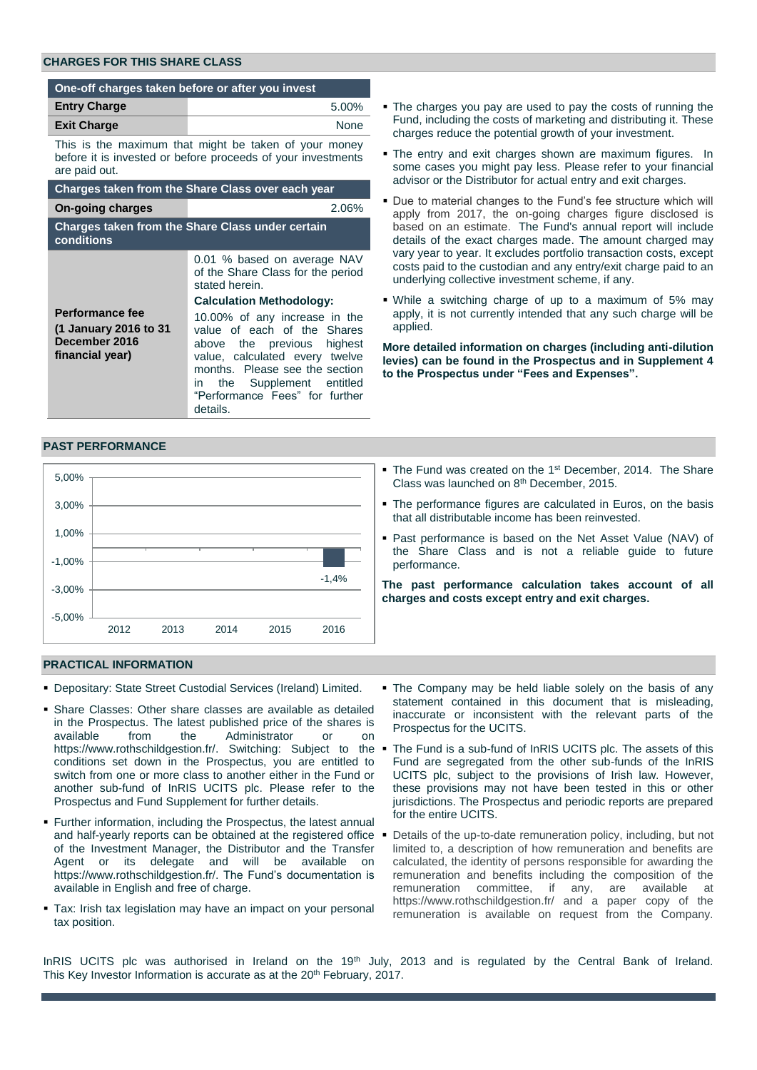## CHARGES FOR THIS SHARE CLASS

| One-off charges taken before or after you invest | |
|---|---|
| **Entry Charge** | 5.00% |
| **Exit Charge** | None |

This is the maximum that might be taken of your money before it is invested or before proceeds of your investments are paid out.

| Charges taken from the Share Class over each year | |
|---|---|
| **On-going charges** | 2.06% |

| Charges taken from the Share Class under certain conditions | |
|---|---|
| **Performance fee (1 January 2016 to 31 December 2016 financial year)** | 0.01 % based on average NAV of the Share Class for the period stated herein. **Calculation Methodology:** 10.00% of any increase in the value of each of the Shares above the previous highest value, calculated every twelve months. Please see the section in the Supplement entitled "Performance Fees" for further details. |

- The charges you pay are used to pay the costs of running the Fund, including the costs of marketing and distributing it. These charges reduce the potential growth of your investment.
- The entry and exit charges shown are maximum figures. In some cases you might pay less. Please refer to your financial advisor or the Distributor for actual entry and exit charges.
- Due to material changes to the Fund's fee structure which will apply from 2017, the on-going charges figure disclosed is based on an estimate. The Fund's annual report will include details of the exact charges made. The amount charged may vary year to year. It excludes portfolio transaction costs, except costs paid to the custodian and any entry/exit charge paid to an underlying collective investment scheme, if any.
- While a switching charge of up to a maximum of 5% may apply, it is not currently intended that any such charge will be applied.

**More detailed information on charges (including anti-dilution levies) can be found in the Prospectus and in Supplement 4 to the Prospectus under "Fees and Expenses".**

## PAST PERFORMANCE

5,00%
3,00%
1,00%
-1,00%
-3,00%
-5,00%
2012
2013
2014
2015
2016
-1,4%

- The Fund was created on the 1st December, 2014. The Share Class was launched on 8th December, 2015.
- The performance figures are calculated in Euros, on the basis that all distributable income has been reinvested.
- Past performance is based on the Net Asset Value (NAV) of the Share Class and is not a reliable guide to future performance.

**The past performance calculation takes account of all charges and costs except entry and exit charges.**

## PRACTICAL INFORMATION

- Depositary: State Street Custodial Services (Ireland) Limited.
- Share Classes: Other share classes are available as detailed in the Prospectus. The latest published price of the shares is available from the Administrator or on https://www.rothschildgestion.fr/. Switching: Subject to the conditions set down in the Prospectus, you are entitled to switch from one or more class to another either in the Fund or another sub-fund of InRIS UCITS plc. Please refer to the Prospectus and Fund Supplement for further details.
- Further information, including the Prospectus, the latest annual and half-yearly reports can be obtained at the registered office of the Investment Manager, the Distributor and the Transfer Agent or its delegate and will be available on https://www.rothschildgestion.fr/. The Fund's documentation is available in English and free of charge.
- Tax: Irish tax legislation may have an impact on your personal tax position.
- The Company may be held liable solely on the basis of any statement contained in this document that is misleading, inaccurate or inconsistent with the relevant parts of the Prospectus for the UCITS.
- The Fund is a sub-fund of InRIS UCITS plc. The assets of this Fund are segregated from the other sub-funds of the InRIS UCITS plc, subject to the provisions of Irish law. However, these provisions may not have been tested in this or other jurisdictions. The Prospectus and periodic reports are prepared for the entire UCITS.
- Details of the up-to-date remuneration policy, including, but not limited to, a description of how remuneration and benefits are calculated, the identity of persons responsible for awarding the remuneration and benefits including the composition of the remuneration committee, if any, are available at https://www.rothschildgestion.fr/ and a paper copy of the remuneration is available on request from the Company.

InRIS UCITS plc was authorised in Ireland on the 19th July, 2013 and is regulated by the Central Bank of Ireland. This Key Investor Information is accurate as at the 20th February, 2017.